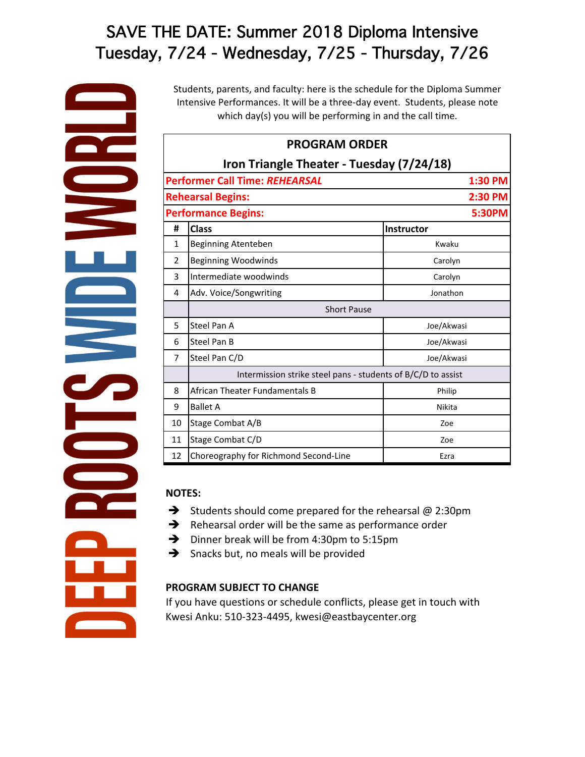# SAVE THE DATE: Summer 2018 Diploma Intensive
# Tuesday, 7/24 - Wednesday, 7/25 - Thursday, 7/26

DEEP ROOTS WIDE WORLD

Students, parents, and faculty: here is the schedule for the Diploma Summer Intensive Performances. It will be a three-day event. Students, please note which day(s) you will be performing in and the call time.

| PROGRAM ORDER<br>Iron Triangle Theater - Tuesday (7/24/18) | | |
|---|---|---|
| **Performer Call Time: *REHEARSAL*** | | **1:30 PM** |
| **Rehearsal Begins:** | | **2:30 PM** |
| **Performance Begins:** | | **5:30PM** |
| **#** | **Class** | **Instructor** |
| 1 | Beginning Atenteben | Kwaku |
| 2 | Beginning Woodwinds | Carolyn |
| 3 | Intermediate woodwinds | Carolyn |
| 4 | Adv. Voice/Songwriting | Jonathon |
| | Short Pause | |
| 5 | Steel Pan A | Joe/Akwasi |
| 6 | Steel Pan B | Joe/Akwasi |
| 7 | Steel Pan C/D | Joe/Akwasi |
| | Intermission strike steel pans - students of B/C/D to assist | |
| 8 | African Theater Fundamentals B | Philip |
| 9 | Ballet A | Nikita |
| 10 | Stage Combat A/B | Zoe |
| 11 | Stage Combat C/D | Zoe |
| 12 | Choreography for Richmond Second-Line | Ezra |

**NOTES:**

- Students should come prepared for the rehearsal @ 2:30pm
- Rehearsal order will be the same as performance order
- Dinner break will be from 4:30pm to 5:15pm
- Snacks but, no meals will be provided

**PROGRAM SUBJECT TO CHANGE**

If you have questions or schedule conflicts, please get in touch with Kwesi Anku: 510-323-4495, kwesi@eastbaycenter.org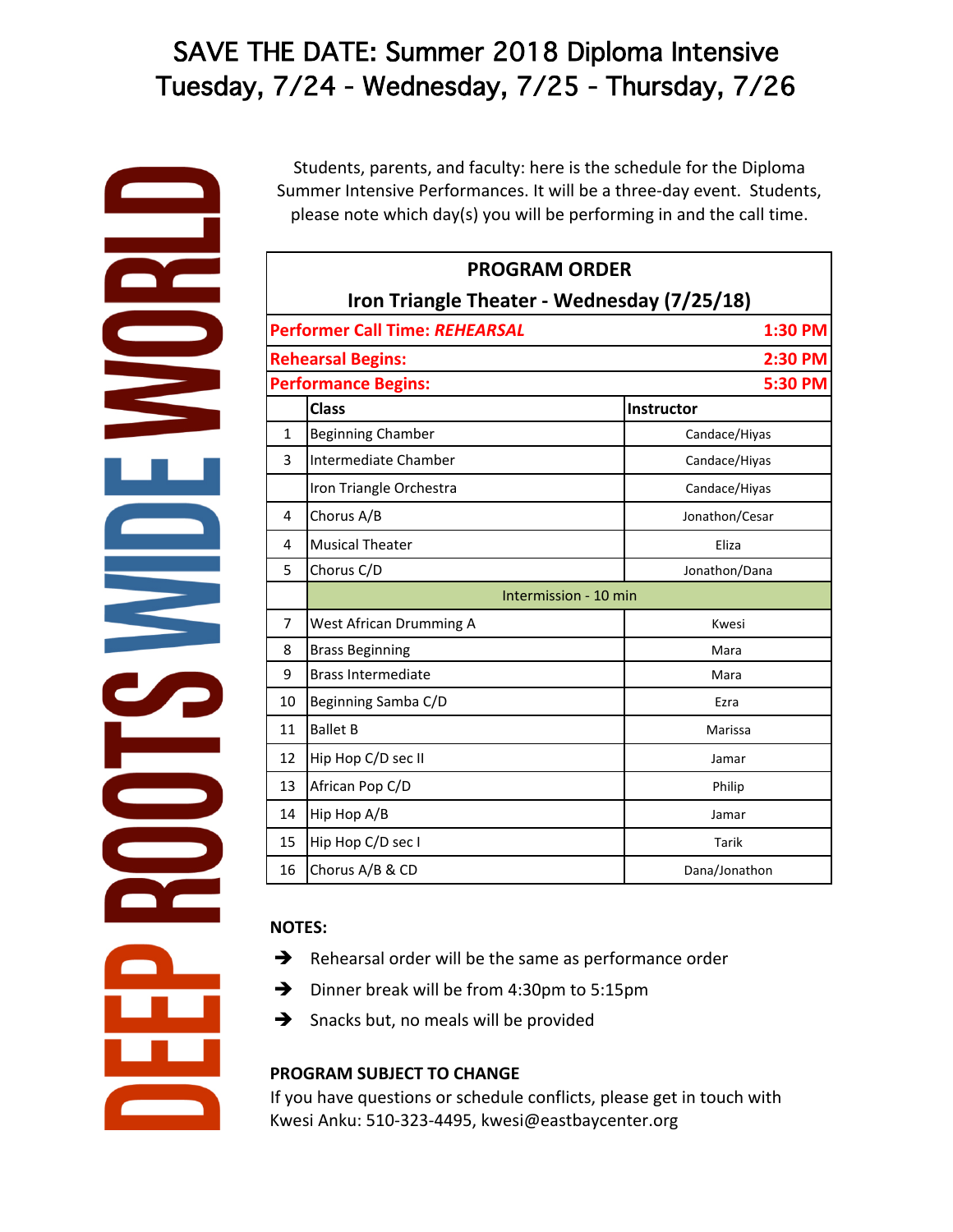# SAVE THE DATE: Summer 2018 Diploma Intensive
# Tuesday, 7/24 - Wednesday, 7/25 - Thursday, 7/26

DEEP ROOTS WIDE WORLD

Students, parents, and faculty: here is the schedule for the Diploma Summer Intensive Performances. It will be a three-day event. Students, please note which day(s) you will be performing in and the call time.

| PROGRAM ORDER<br>Iron Triangle Theater - Wednesday (7/25/18) | | |
|---|---|---|
| **Performer Call Time: *REHEARSAL*** | | **1:30 PM** |
| **Rehearsal Begins:** | | **2:30 PM** |
| **Performance Begins:** | | **5:30 PM** |
| | **Class** | **Instructor** |
| 1 | Beginning Chamber | Candace/Hiyas |
| 3 | Intermediate Chamber | Candace/Hiyas |
| | Iron Triangle Orchestra | Candace/Hiyas |
| 4 | Chorus A/B | Jonathon/Cesar |
| 4 | Musical Theater | Eliza |
| 5 | Chorus C/D | Jonathon/Dana |
| | Intermission - 10 min | |
| 7 | West African Drumming A | Kwesi |
| 8 | Brass Beginning | Mara |
| 9 | Brass Intermediate | Mara |
| 10 | Beginning Samba C/D | Ezra |
| 11 | Ballet B | Marissa |
| 12 | Hip Hop C/D sec II | Jamar |
| 13 | African Pop C/D | Philip |
| 14 | Hip Hop A/B | Jamar |
| 15 | Hip Hop C/D sec I | Tarik |
| 16 | Chorus A/B & CD | Dana/Jonathon |

**NOTES:**

- Rehearsal order will be the same as performance order
- Dinner break will be from 4:30pm to 5:15pm
- Snacks but, no meals will be provided

**PROGRAM SUBJECT TO CHANGE**

If you have questions or schedule conflicts, please get in touch with Kwesi Anku: 510-323-4495, kwesi@eastbaycenter.org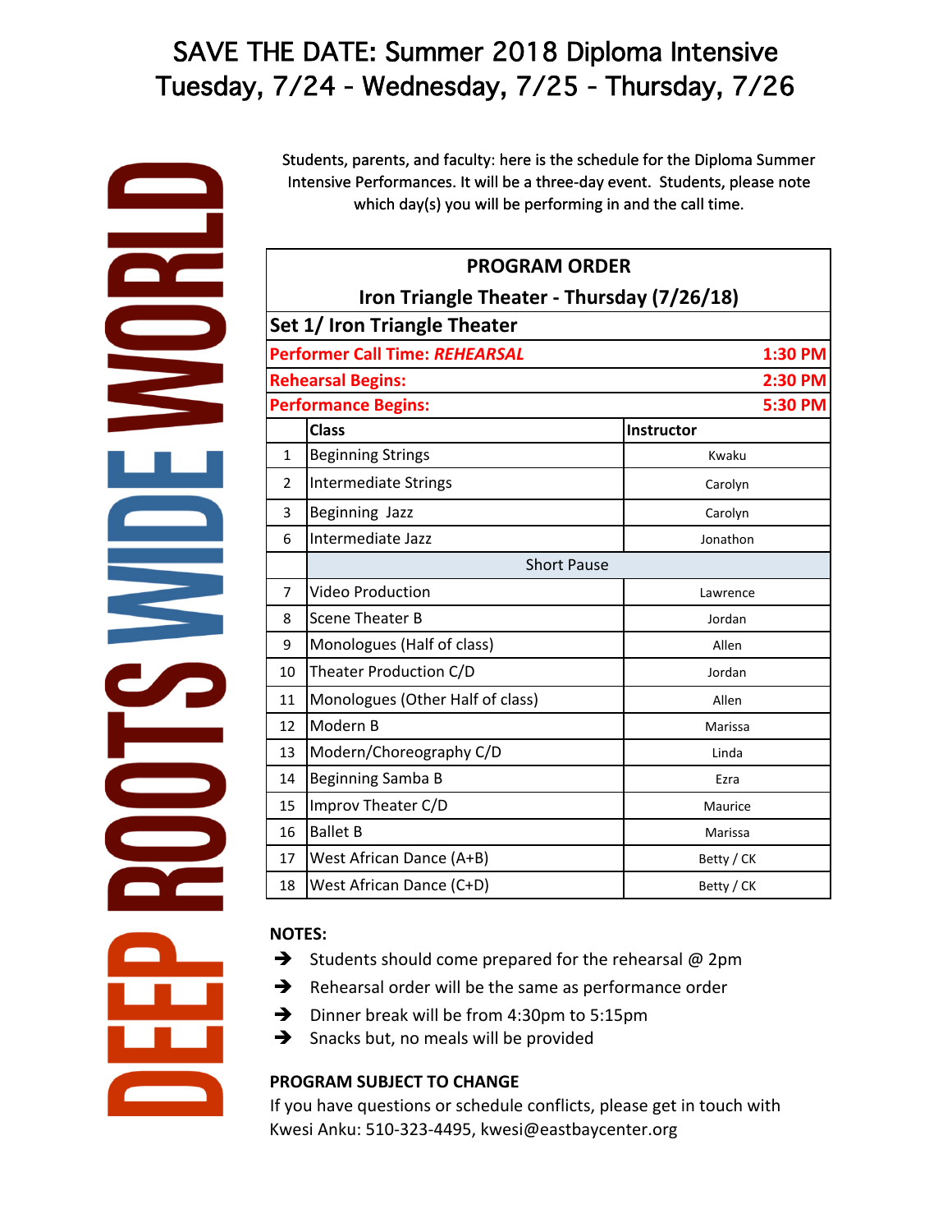# SAVE THE DATE: Summer 2018 Diploma Intensive
# Tuesday, 7/24 - Wednesday, 7/25 - Thursday, 7/26

DEEP ROOTS WIDE WORLD

Students, parents, and faculty: here is the schedule for the Diploma Summer Intensive Performances. It will be a three-day event. Students, please note which day(s) you will be performing in and the call time.

**PROGRAM ORDER**

**Iron Triangle Theater - Thursday (7/26/18)**

**Set 1/ Iron Triangle Theater**

| | | |
|---|---|---|
| **Performer Call Time: *REHEARSAL*** | | **1:30 PM** |
| **Rehearsal Begins:** | | **2:30 PM** |
| **Performance Begins:** | | **5:30 PM** |
| | **Class** | **Instructor** |
| 1 | Beginning Strings | Kwaku |
| 2 | Intermediate Strings | Carolyn |
| 3 | Beginning Jazz | Carolyn |
| 6 | Intermediate Jazz | Jonathon |
| | Short Pause | |
| 7 | Video Production | Lawrence |
| 8 | Scene Theater B | Jordan |
| 9 | Monologues (Half of class) | Allen |
| 10 | Theater Production C/D | Jordan |
| 11 | Monologues (Other Half of class) | Allen |
| 12 | Modern B | Marissa |
| 13 | Modern/Choreography C/D | Linda |
| 14 | Beginning Samba B | Ezra |
| 15 | Improv Theater C/D | Maurice |
| 16 | Ballet B | Marissa |
| 17 | West African Dance (A+B) | Betty / CK |
| 18 | West African Dance (C+D) | Betty / CK |

**NOTES:**

- Students should come prepared for the rehearsal @ 2pm
- Rehearsal order will be the same as performance order
- Dinner break will be from 4:30pm to 5:15pm
- Snacks but, no meals will be provided

**PROGRAM SUBJECT TO CHANGE**

If you have questions or schedule conflicts, please get in touch with Kwesi Anku: 510-323-4495, kwesi@eastbaycenter.org